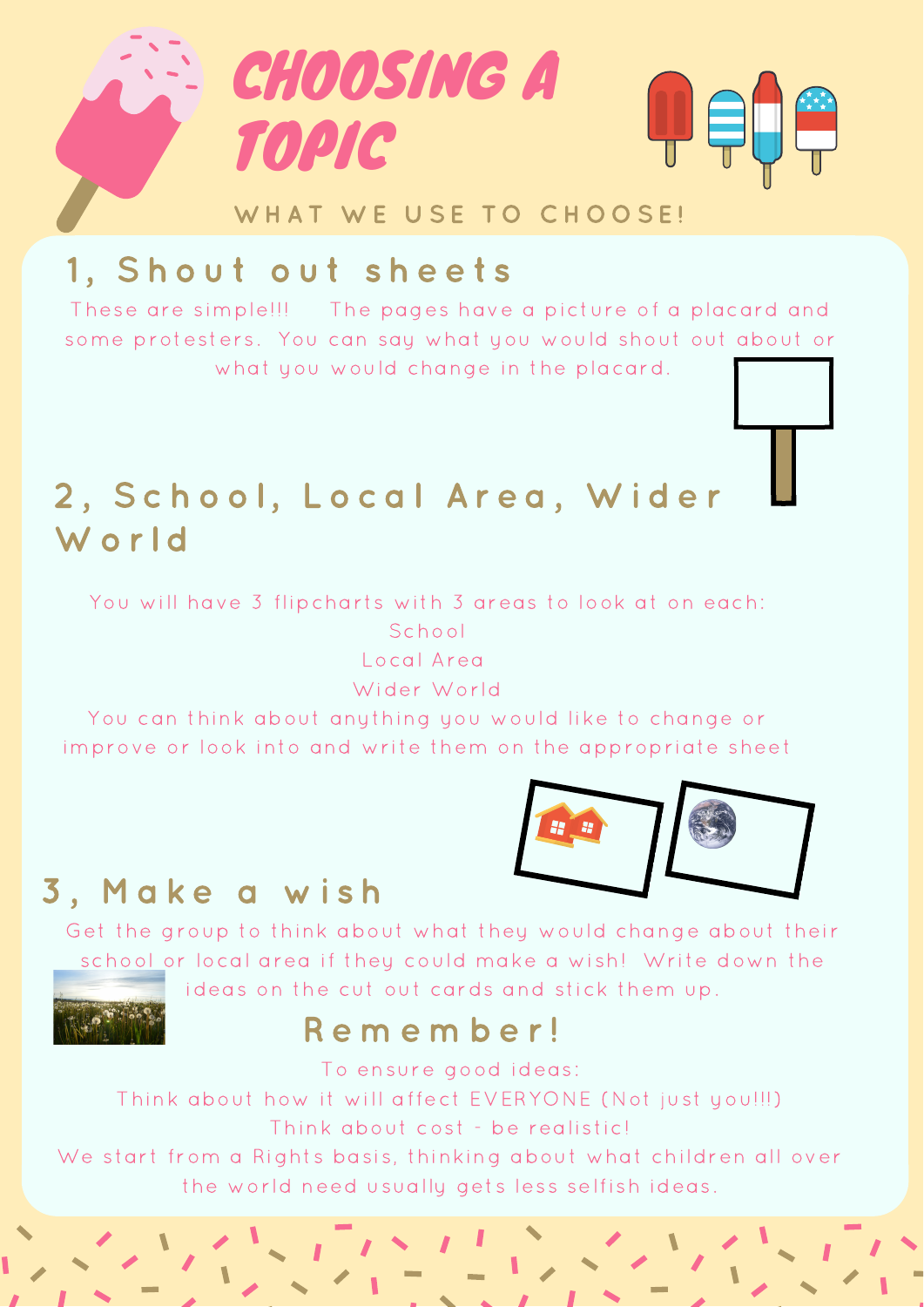# CHOOSING A TOPIC

WHAT WE USE TO CHOOSE!

## 1, Shout out sheets

These are simple!!! The pages have a picture of a placard and some protesters. You can say what you would shout out about or what you would change in the placard.

## 2, School, Local Area, Wider World

You will have 3 flipcharts with 3 areas to look at on each:

School

Local Area

Wider World

You can think about anything you would like to change or improve or look into and write them on the appropriate sheet

## 3, Make a wish

Get the group to think about what they would change about their school or local area if they could make a wish! Write down the ideas on the cut out cards and stick them up.

## Remember!

To ensure good ideas:

Think about how it will affect EVERYONE (Not just you!!!)

Think about cost - be realistic!

We start from a Rights basis, thinking about what children all over the world need usually gets less selfish ideas.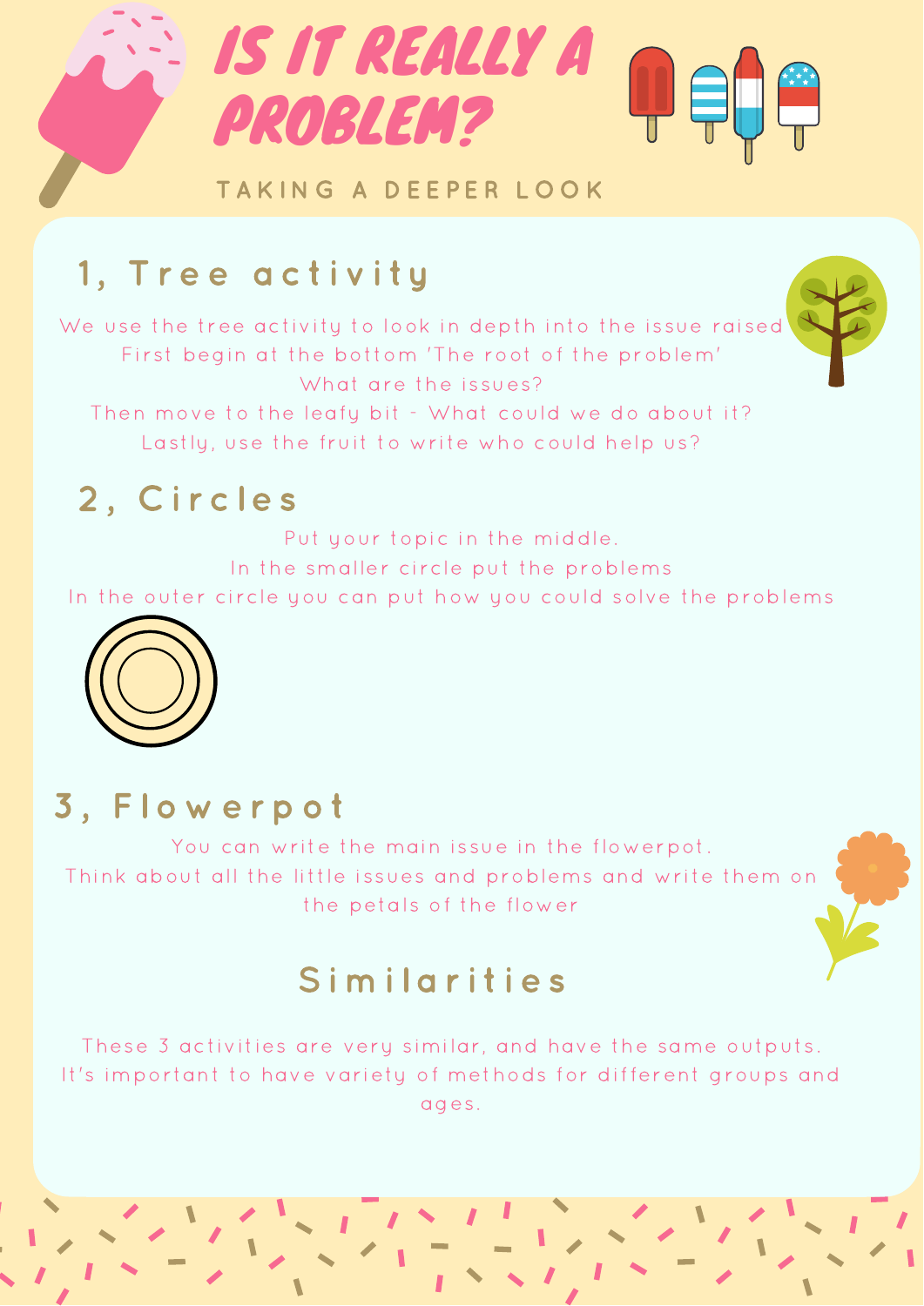# IS IT REALLY A PROBLEM?

TAKING A DEEPER LOOK

## 1, Tree activity

We use the tree activity to look in depth into the issue raised
First begin at the bottom 'The root of the problem'
What are the issues?
Then move to the leafy bit - What could we do about it?
Lastly, use the fruit to write who could help us?

## 2, Circles

Put your topic in the middle.
In the smaller circle put the problems
In the outer circle you can put how you could solve the problems

## 3, Flowerpot

You can write the main issue in the flowerpot.
Think about all the little issues and problems and write them on the petals of the flower

## Similarities

These 3 activities are very similar, and have the same outputs.
It's important to have variety of methods for different groups and ages.